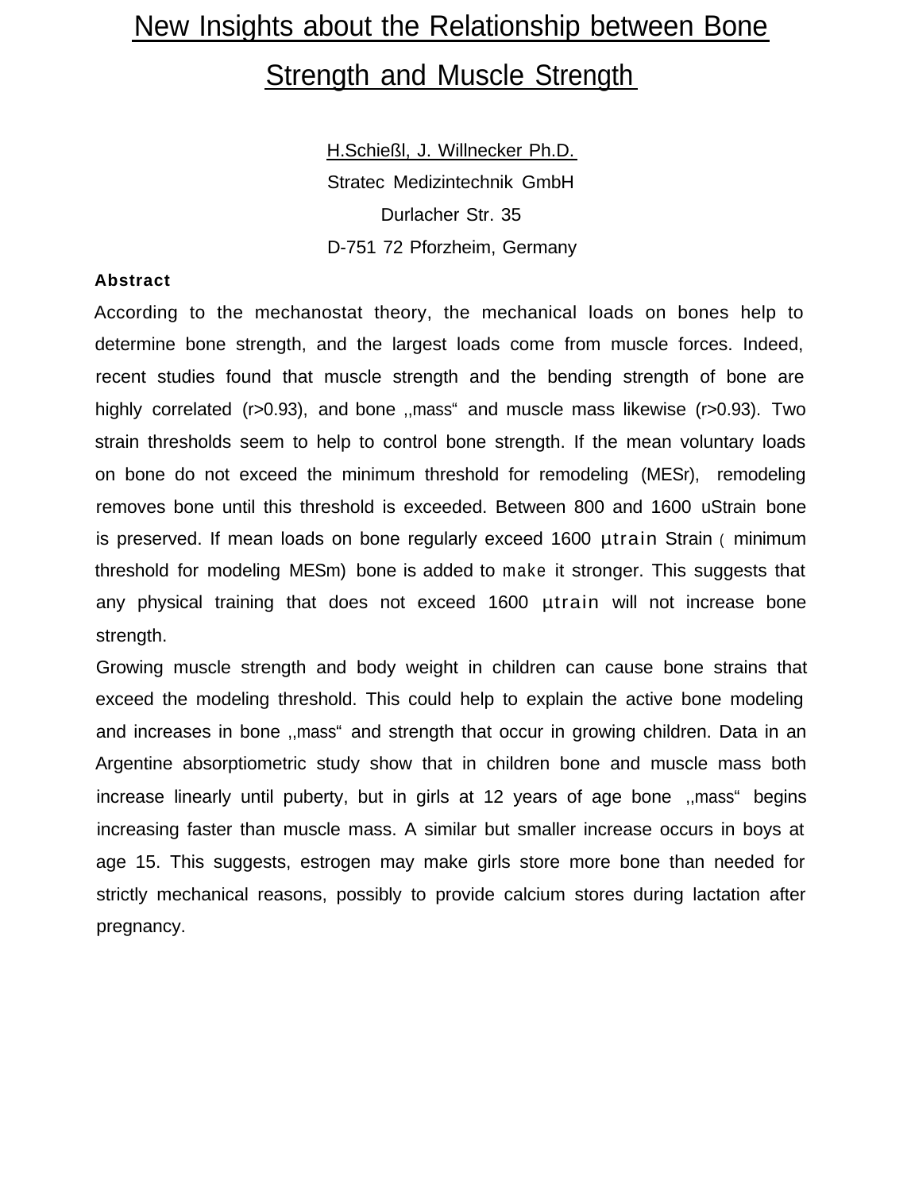// New Insights about the Relationship between Bone Strength and Muscle Strength

H.Schießl, J. Willnecker Ph.D.
Stratec Medizintechnik GmbH
Durlacher Str. 35
D-751 72 Pforzheim, Germany

**Abstract**

According to the mechanostat theory, the mechanical loads on bones help to determine bone strength, and the largest loads come from muscle forces. Indeed, recent studies found that muscle strength and the bending strength of bone are highly correlated (r>0.93), and bone ,,mass“ and muscle mass likewise (r>0.93). Two strain thresholds seem to help to control bone strength. If the mean voluntary loads on bone do not exceed the minimum threshold for remodeling (MESr), remodeling removes bone until this threshold is exceeded. Between 800 and 1600 uStrain bone is preserved. If mean loads on bone regularly exceed 1600 µtrain Strain ( minimum threshold for modeling MESm) bone is added to make it stronger. This suggests that any physical training that does not exceed 1600 µtrain will not increase bone strength.

Growing muscle strength and body weight in children can cause bone strains that exceed the modeling threshold. This could help to explain the active bone modeling and increases in bone ,,mass“ and strength that occur in growing children. Data in an Argentine absorptiometric study show that in children bone and muscle mass both increase linearly until puberty, but in girls at 12 years of age bone ,,mass“ begins increasing faster than muscle mass. A similar but smaller increase occurs in boys at age 15. This suggests, estrogen may make girls store more bone than needed for strictly mechanical reasons, possibly to provide calcium stores during lactation after pregnancy.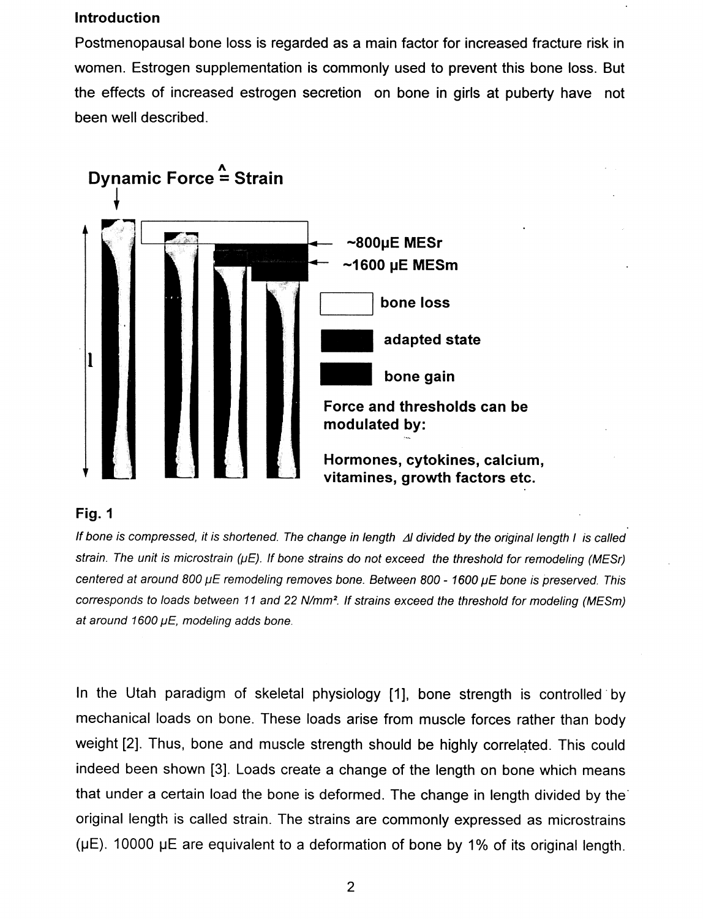## Introduction

Postmenopausal bone loss is regarded as a main factor for increased fracture risk in women. Estrogen supplementation is commonly used to prevent this bone loss. But the effects of increased estrogen secretion on bone in girls at puberty have not been well described.

**Dynamic Force ≙ Strain**

**~800µE MESr**

**~1600 µE MESm**

**bone loss**

**adapted state**

**bone gain**

**Force and thresholds can be modulated by:**

**Hormones, cytokines, calcium, vitamines, growth factors etc.**

**Fig. 1**

*If bone is compressed, it is shortened. The change in length $\Delta l$ divided by the original length $l$ is called strain. The unit is microstrain (µE). If bone strains do not exceed the threshold for remodeling (MESr) centered at around 800 µE remodeling removes bone. Between 800 - 1600 µE bone is preserved. This corresponds to loads between 11 and 22 N/mm². If strains exceed the threshold for modeling (MESm) at around 1600 µE, modeling adds bone.*

In the Utah paradigm of skeletal physiology [1], bone strength is controlled by mechanical loads on bone. These loads arise from muscle forces rather than body weight [2]. Thus, bone and muscle strength should be highly correlated. This could indeed been shown [3]. Loads create a change of the length on bone which means that under a certain load the bone is deformed. The change in length divided by the original length is called strain. The strains are commonly expressed as microstrains (µE). 10000 µE are equivalent to a deformation of bone by 1% of its original length.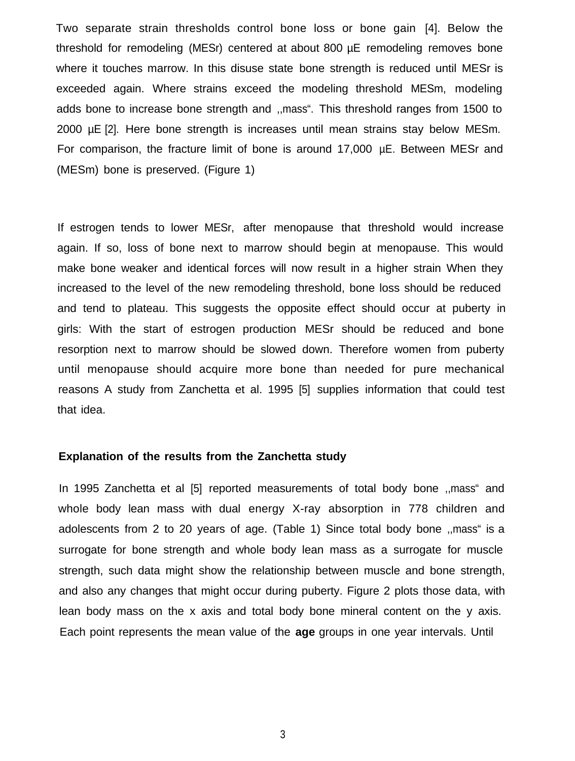Two separate strain thresholds control bone loss or bone gain [4]. Below the threshold for remodeling (MESr) centered at about 800 µE remodeling removes bone where it touches marrow. In this disuse state bone strength is reduced until MESr is exceeded again. Where strains exceed the modeling threshold MESm, modeling adds bone to increase bone strength and ,,mass". This threshold ranges from 1500 to 2000 µE [2]. Here bone strength is increases until mean strains stay below MESm. For comparison, the fracture limit of bone is around 17,000 µE. Between MESr and (MESm) bone is preserved. (Figure 1)

If estrogen tends to lower MESr, after menopause that threshold would increase again. If so, loss of bone next to marrow should begin at menopause. This would make bone weaker and identical forces will now result in a higher strain When they increased to the level of the new remodeling threshold, bone loss should be reduced and tend to plateau. This suggests the opposite effect should occur at puberty in girls: With the start of estrogen production MESr should be reduced and bone resorption next to marrow should be slowed down. Therefore women from puberty until menopause should acquire more bone than needed for pure mechanical reasons A study from Zanchetta et al. 1995 [5] supplies information that could test that idea.

**Explanation of the results from the Zanchetta study**

In 1995 Zanchetta et al [5] reported measurements of total body bone ,,mass" and whole body lean mass with dual energy X-ray absorption in 778 children and adolescents from 2 to 20 years of age. (Table 1) Since total body bone ,,mass" is a surrogate for bone strength and whole body lean mass as a surrogate for muscle strength, such data might show the relationship between muscle and bone strength, and also any changes that might occur during puberty. Figure 2 plots those data, with lean body mass on the x axis and total body bone mineral content on the y axis. Each point represents the mean value of the **age** groups in one year intervals. Until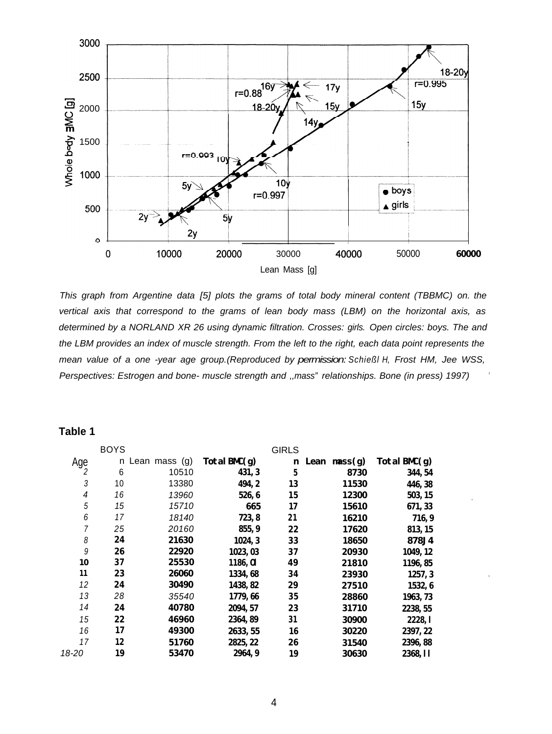This graph from Argentine data [5] plots the grams of total body mineral content (TBBMC) on. the vertical axis that correspond to the grams of lean body mass (LBM) on the horizontal axis, as determined by a NORLAND XR 26 using dynamic filtration. Crosses: girls. Open circles: boys. The and the LBM provides an index of muscle strength. From the left to the right, each data point represents the mean value of a one -year age group.(Reproduced by permission: Schießl H, Frost HM, Jee WSS, Perspectives: Estrogen and bone- muscle strength and ,,mass" relationships. Bone (in press) 1997)

**Table 1**

| | BOYS | | | GIRLS | | |
|---|---|---|---|---|---|---|
| Age | n | Lean mass (g) | Total BMC(g) | n | Lean mass(g) | Total BMC(g) |
| 2 | 6 | 10510 | 431,3 | 5 | 8730 | 344,54 |
| 3 | 10 | 13380 | 494,2 | 13 | 11530 | 446,38 |
| 4 | 16 | 13960 | 526,6 | 15 | 12300 | 503,15 |
| 5 | 15 | 15710 | 665 | 17 | 15610 | 671,33 |
| 6 | 17 | 18140 | 723,8 | 21 | 16210 | 716,9 |
| 7 | 25 | 20160 | 855,9 | 22 | 17620 | 813,15 |
| 8 | 24 | 21630 | 1024,3 | 33 | 18650 | 878J4 |
| 9 | 26 | 22920 | 1023,03 | 37 | 20930 | 1049,12 |
| 10 | 37 | 25530 | 1186,Ol | 49 | 21810 | 1196,85 |
| 11 | 23 | 26060 | 1334,68 | 34 | 23930 | 1257,3 |
| 12 | 24 | 30490 | 1438,82 | 29 | 27510 | 1532,6 |
| 13 | 28 | 35540 | 1779,66 | 35 | 28860 | 1963,73 |
| 14 | 24 | 40780 | 2094,57 | 23 | 31710 | 2238,55 |
| 15 | 22 | 46960 | 2364,89 | 31 | 30900 | 2228,l |
| 16 | 17 | 49300 | 2633,55 | 16 | 30220 | 2397,22 |
| 17 | 12 | 51760 | 2825,22 | 26 | 31540 | 2396,88 |
| 18-20 | 19 | 53470 | 2964,9 | 19 | 30630 | 2368,ll |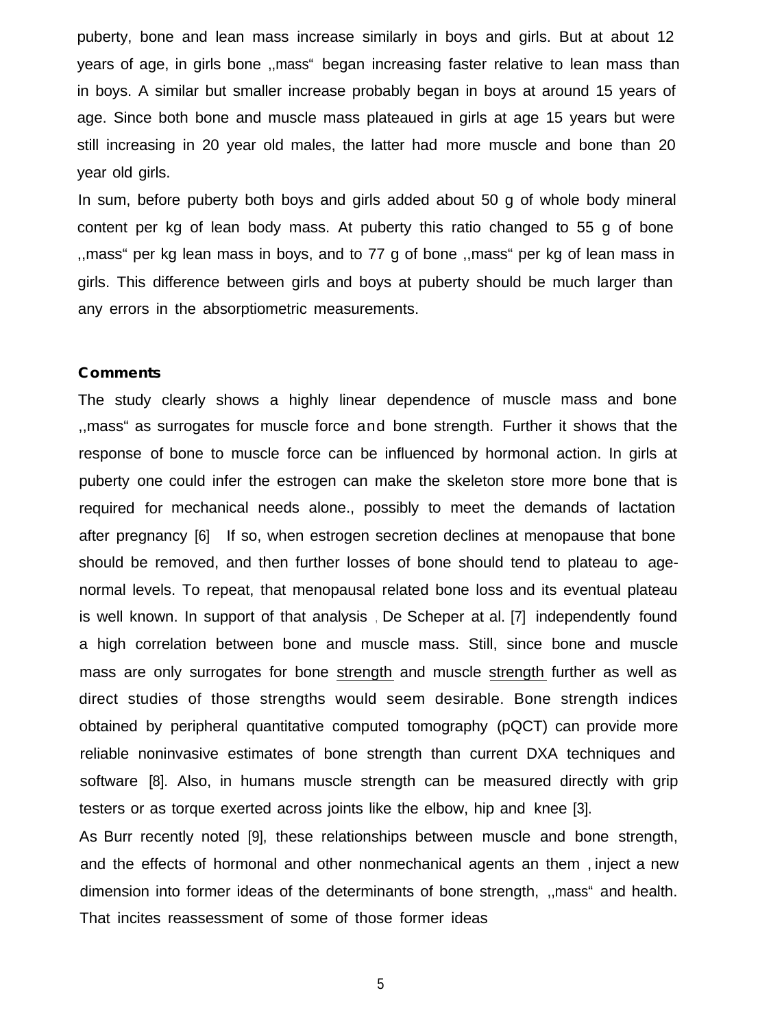puberty, bone and lean mass increase similarly in boys and girls. But at about 12 years of age, in girls bone ,,mass" began increasing faster relative to lean mass than in boys. A similar but smaller increase probably began in boys at around 15 years of age. Since both bone and muscle mass plateaued in girls at age 15 years but were still increasing in 20 year old males, the latter had more muscle and bone than 20 year old girls.

In sum, before puberty both boys and girls added about 50 g of whole body mineral content per kg of lean body mass. At puberty this ratio changed to 55 g of bone ,,mass" per kg lean mass in boys, and to 77 g of bone ,,mass" per kg of lean mass in girls. This difference between girls and boys at puberty should be much larger than any errors in the absorptiometric measurements.

**Comments**

The study clearly shows a highly linear dependence of muscle mass and bone ,,mass" as surrogates for muscle force and bone strength. Further it shows that the response of bone to muscle force can be influenced by hormonal action. In girls at puberty one could infer the estrogen can make the skeleton store more bone that is required for mechanical needs alone., possibly to meet the demands of lactation after pregnancy [6] If so, when estrogen secretion declines at menopause that bone should be removed, and then further losses of bone should tend to plateau to age-normal levels. To repeat, that menopausal related bone loss and its eventual plateau is well known. In support of that analysis , De Scheper at al. [7] independently found a high correlation between bone and muscle mass. Still, since bone and muscle mass are only surrogates for bone strength and muscle strength further as well as direct studies of those strengths would seem desirable. Bone strength indices obtained by peripheral quantitative computed tomography (pQCT) can provide more reliable noninvasive estimates of bone strength than current DXA techniques and software [8]. Also, in humans muscle strength can be measured directly with grip testers or as torque exerted across joints like the elbow, hip and knee [3].

As Burr recently noted [9], these relationships between muscle and bone strength, and the effects of hormonal and other nonmechanical agents an them , inject a new dimension into former ideas of the determinants of bone strength, ,,mass" and health. That incites reassessment of some of those former ideas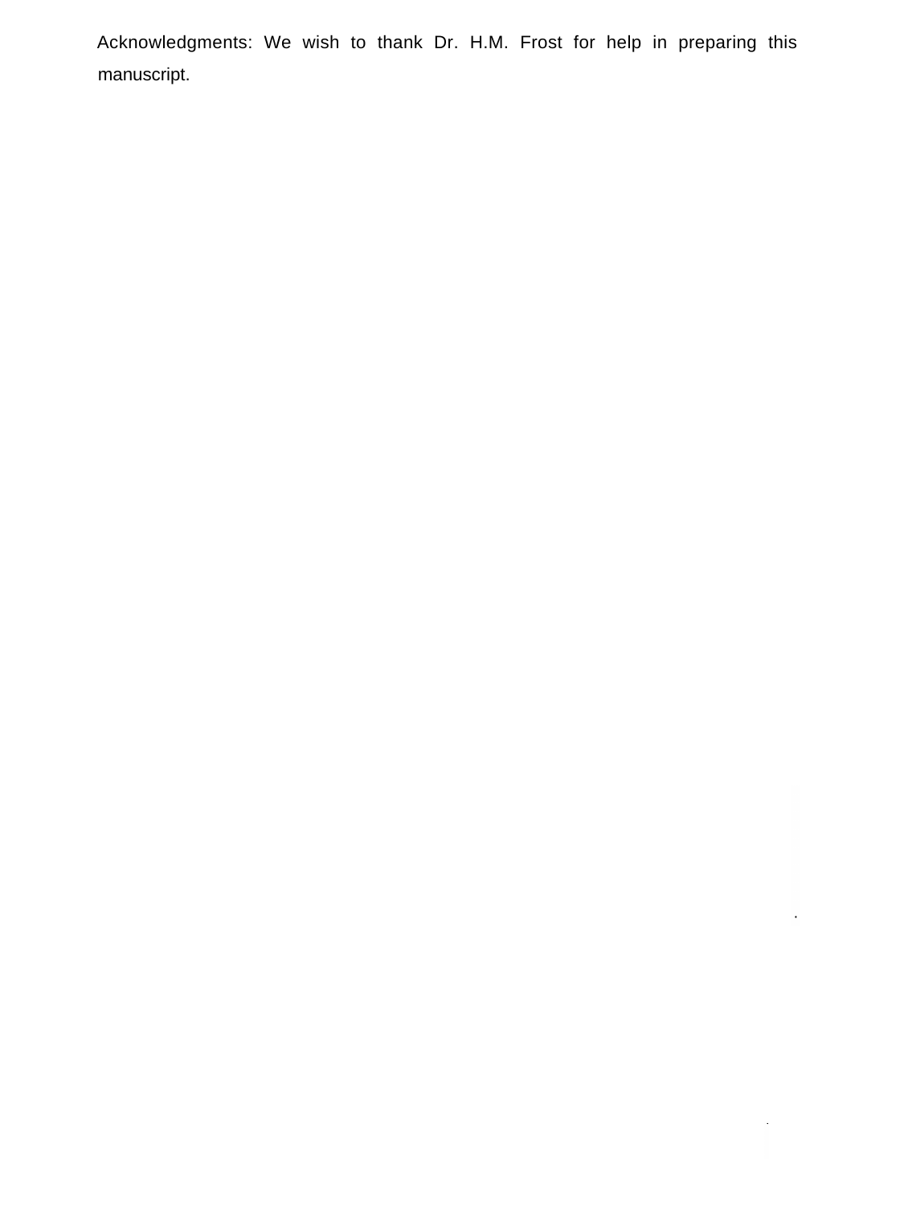Acknowledgments: We wish to thank Dr. H.M. Frost for help in preparing this manuscript.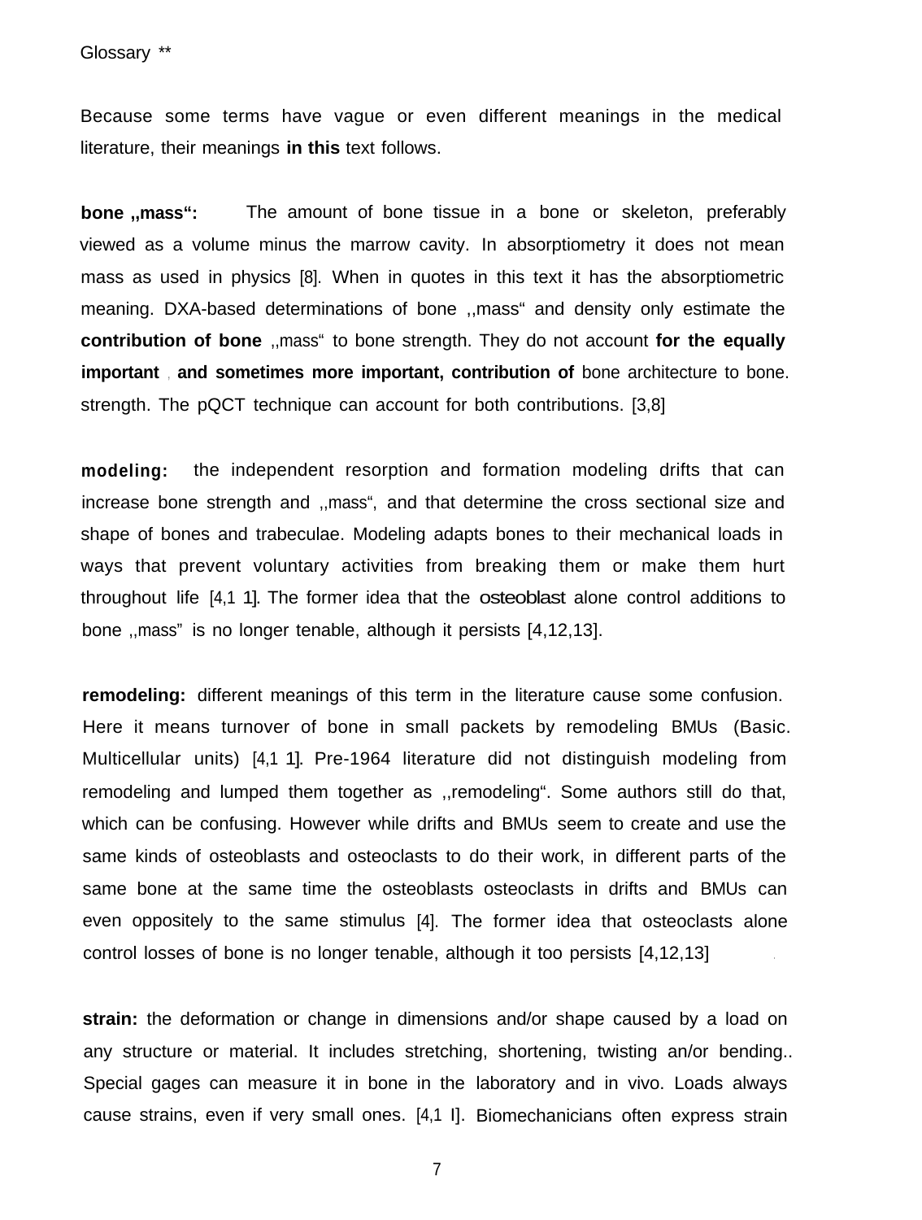Glossary **

Because some terms have vague or even different meanings in the medical literature, their meanings **in this** text follows.

**bone ,,mass":** The amount of bone tissue in a bone or skeleton, preferably viewed as a volume minus the marrow cavity. In absorptiometry it does not mean mass as used in physics [8]. When in quotes in this text it has the absorptiometric meaning. DXA-based determinations of bone ,,mass" and density only estimate the **contribution of bone** ,,mass" to bone strength. They do not account **for the equally important , and sometimes more important, contribution of** bone architecture to bone. strength. The pQCT technique can account for both contributions. [3,8]

**modeling:** the independent resorption and formation modeling drifts that can increase bone strength and ,,mass", and that determine the cross sectional size and shape of bones and trabeculae. Modeling adapts bones to their mechanical loads in ways that prevent voluntary activities from breaking them or make them hurt throughout life [4,1 1]. The former idea that the osteoblast alone control additions to bone ,,mass" is no longer tenable, although it persists [4,12,13].

**remodeling:** different meanings of this term in the literature cause some confusion. Here it means turnover of bone in small packets by remodeling BMUs (Basic. Multicellular units) [4,1 1]. Pre-1964 literature did not distinguish modeling from remodeling and lumped them together as ,,remodeling". Some authors still do that, which can be confusing. However while drifts and BMUs seem to create and use the same kinds of osteoblasts and osteoclasts to do their work, in different parts of the same bone at the same time the osteoblasts osteoclasts in drifts and BMUs can even oppositely to the same stimulus [4]. The former idea that osteoclasts alone control losses of bone is no longer tenable, although it too persists [4,12,13]

**strain:** the deformation or change in dimensions and/or shape caused by a load on any structure or material. It includes stretching, shortening, twisting an/or bending.. Special gages can measure it in bone in the laboratory and in vivo. Loads always cause strains, even if very small ones. [4,1 l]. Biomechanicians often express strain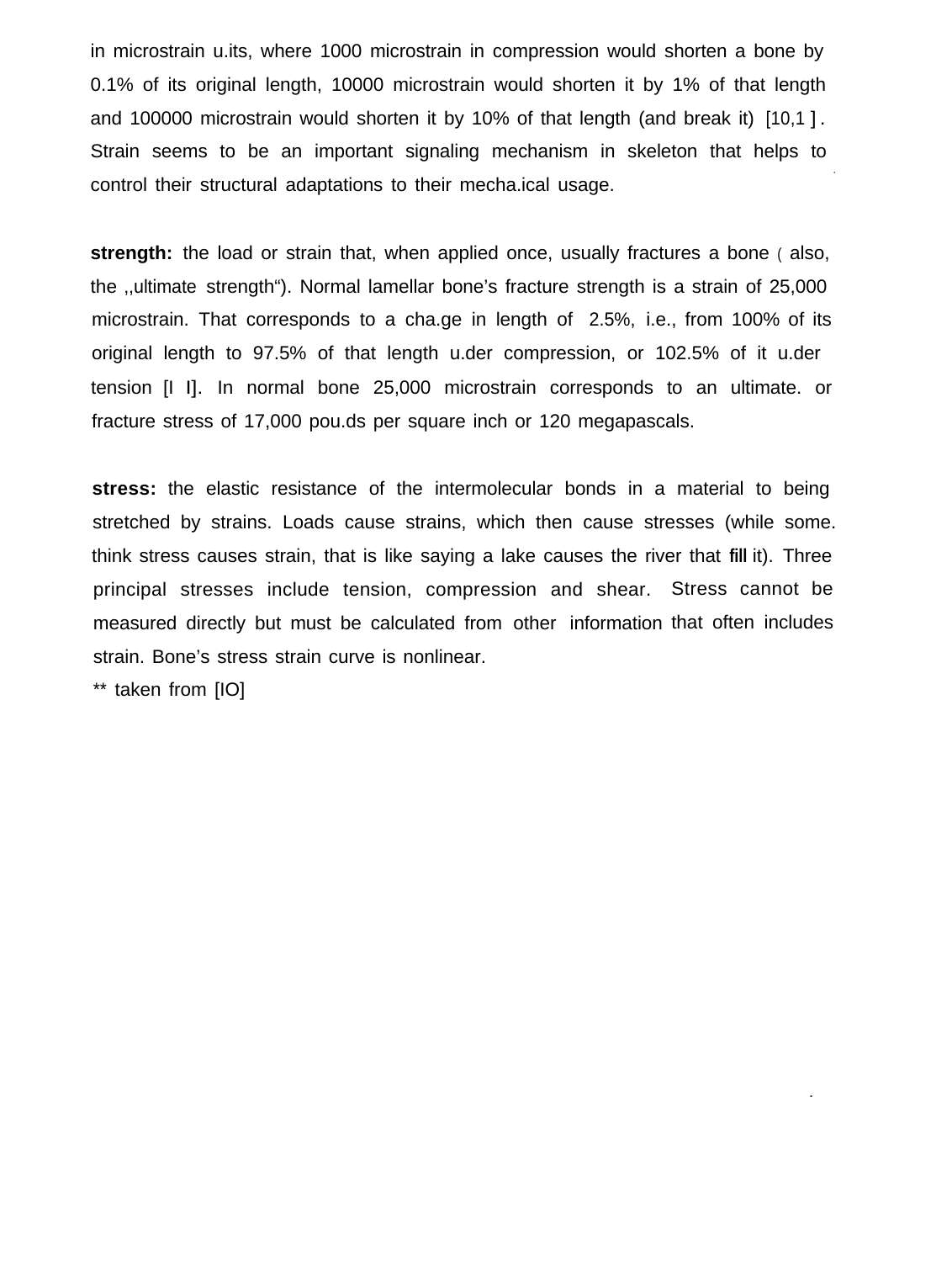in microstrain u.its, where 1000 microstrain in compression would shorten a bone by 0.1% of its original length, 10000 microstrain would shorten it by 1% of that length and 100000 microstrain would shorten it by 10% of that length (and break it) [10,1 ]. Strain seems to be an important signaling mechanism in skeleton that helps to control their structural adaptations to their mecha.ical usage.

**strength:** the load or strain that, when applied once, usually fractures a bone ( also, the ,,ultimate strength"). Normal lamellar bone's fracture strength is a strain of 25,000 microstrain. That corresponds to a cha.ge in length of 2.5%, i.e., from 100% of its original length to 97.5% of that length u.der compression, or 102.5% of it u.der tension [I I]. In normal bone 25,000 microstrain corresponds to an ultimate. or fracture stress of 17,000 pou.ds per square inch or 120 megapascals.

**stress:** the elastic resistance of the intermolecular bonds in a material to being stretched by strains. Loads cause strains, which then cause stresses (while some. think stress causes strain, that is like saying a lake causes the river that fill it). Three principal stresses include tension, compression and shear. Stress cannot be measured directly but must be calculated from other information that often includes strain. Bone's stress strain curve is nonlinear.

** taken from [IO]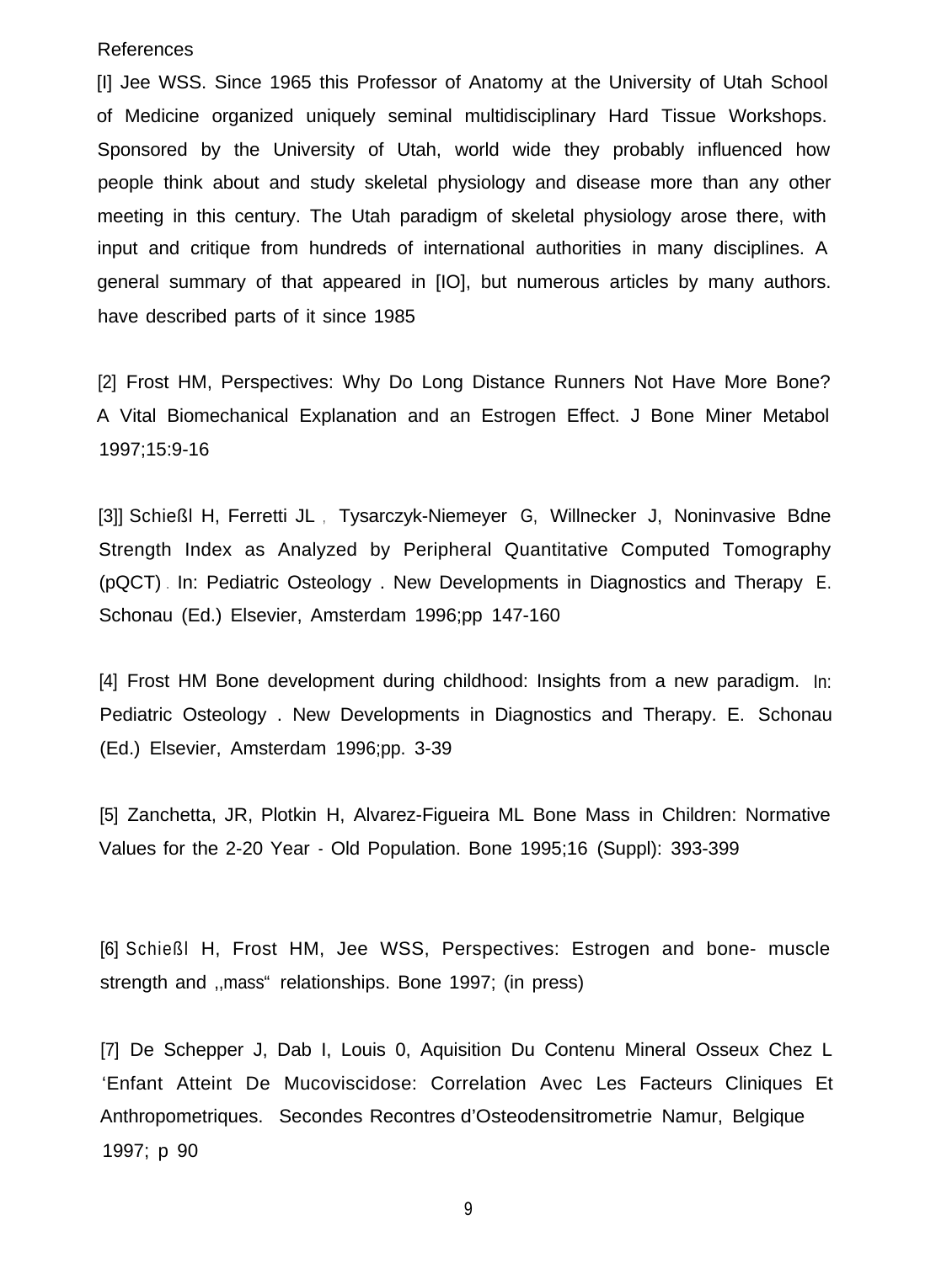References

[l] Jee WSS. Since 1965 this Professor of Anatomy at the University of Utah School of Medicine organized uniquely seminal multidisciplinary Hard Tissue Workshops. Sponsored by the University of Utah, world wide they probably influenced how people think about and study skeletal physiology and disease more than any other meeting in this century. The Utah paradigm of skeletal physiology arose there, with input and critique from hundreds of international authorities in many disciplines. A general summary of that appeared in [IO], but numerous articles by many authors. have described parts of it since 1985

[2] Frost HM, Perspectives: Why Do Long Distance Runners Not Have More Bone? A Vital Biomechanical Explanation and an Estrogen Effect. J Bone Miner Metabol 1997;15:9-16

[3]] Schießl H, Ferretti JL , Tysarczyk-Niemeyer G, Willnecker J, Noninvasive Bdne Strength Index as Analyzed by Peripheral Quantitative Computed Tomography (pQCT) . In: Pediatric Osteology . New Developments in Diagnostics and Therapy E. Schonau (Ed.) Elsevier, Amsterdam 1996;pp 147-160

[4] Frost HM Bone development during childhood: Insights from a new paradigm. In: Pediatric Osteology . New Developments in Diagnostics and Therapy. E. Schonau (Ed.) Elsevier, Amsterdam 1996;pp. 3-39

[5] Zanchetta, JR, Plotkin H, Alvarez-Figueira ML Bone Mass in Children: Normative Values for the 2-20 Year - Old Population. Bone 1995;16 (Suppl): 393-399

[6] Schießl H, Frost HM, Jee WSS, Perspectives: Estrogen and bone- muscle strength and „mass" relationships. Bone 1997; (in press)

[7] De Schepper J, Dab I, Louis 0, Aquisition Du Contenu Mineral Osseux Chez L 'Enfant Atteint De Mucoviscidose: Correlation Avec Les Facteurs Cliniques Et Anthropometriques. Secondes Recontres d'Osteodensitrometrie Namur, Belgique 1997; p 90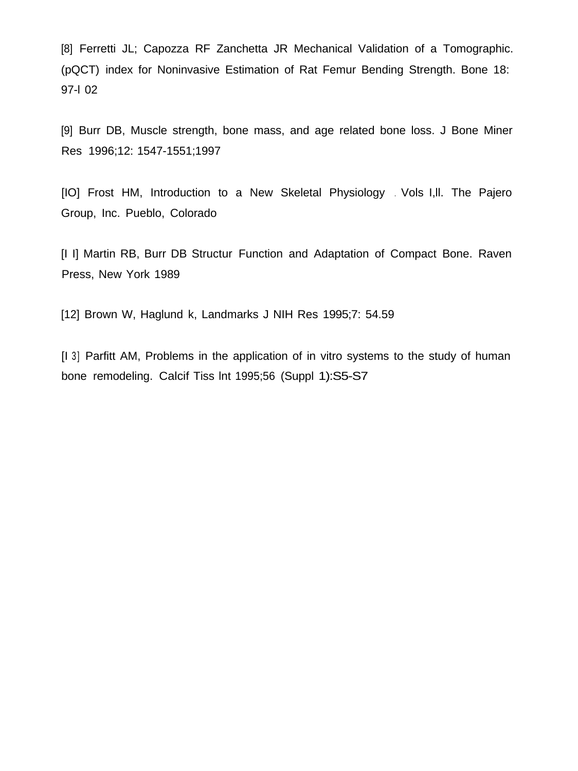[8] Ferretti JL; Capozza RF Zanchetta JR Mechanical Validation of a Tomographic. (pQCT) index for Noninvasive Estimation of Rat Femur Bending Strength. Bone 18: 97-l 02

[9] Burr DB, Muscle strength, bone mass, and age related bone loss. J Bone Miner Res 1996;12: 1547-1551;1997

[IO] Frost HM, Introduction to a New Skeletal Physiology . Vols I,ll. The Pajero Group, Inc. Pueblo, Colorado

[I I] Martin RB, Burr DB Structur Function and Adaptation of Compact Bone. Raven Press, New York 1989

[12] Brown W, Haglund k, Landmarks J NIH Res 1995;7: 54.59

[I 3] Parfitt AM, Problems in the application of in vitro systems to the study of human bone remodeling. Calcif Tiss lnt 1995;56 (Suppl 1):S5-S7